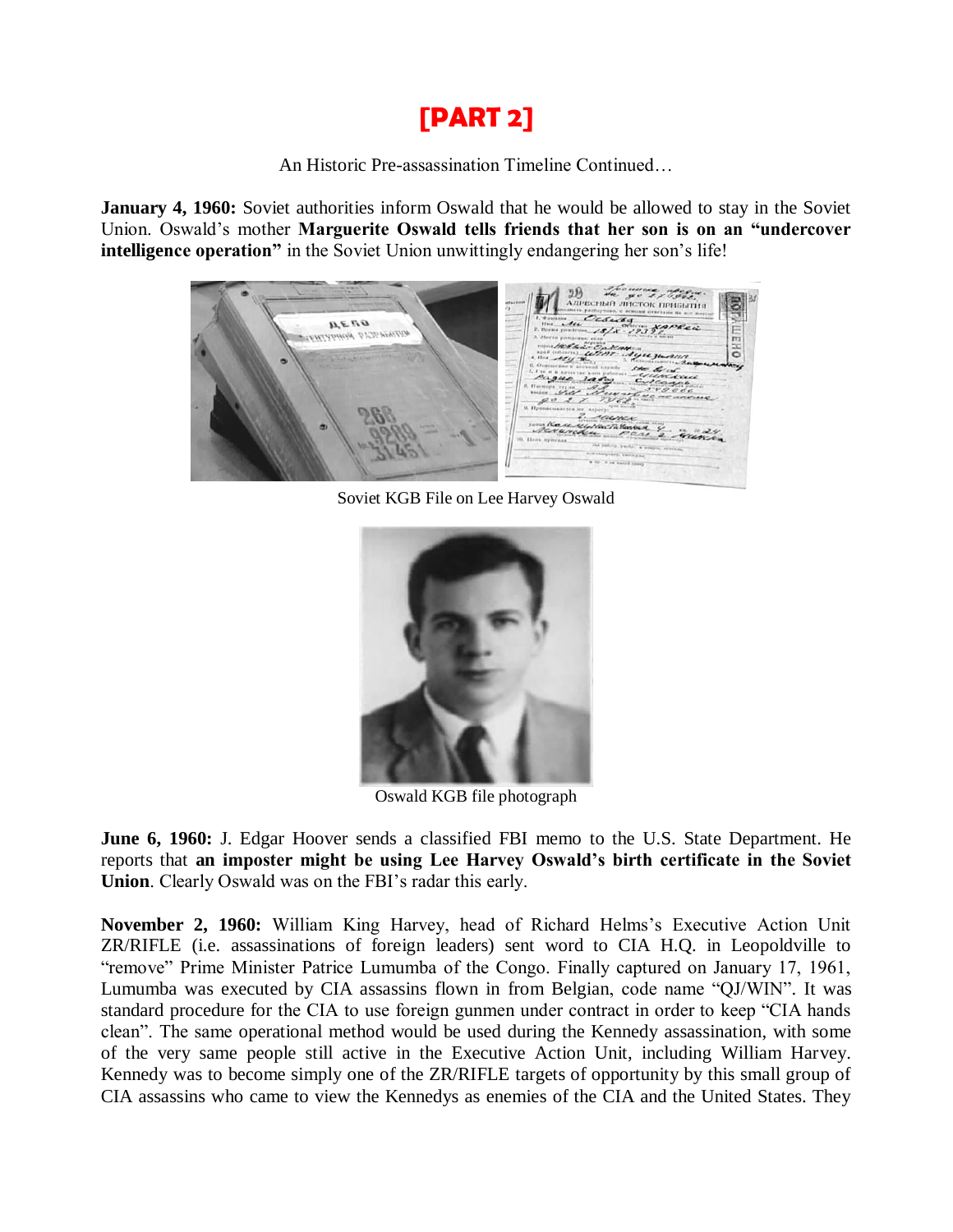# [PART 2]

An Historic Pre-assassination Timeline Continued…

**January 4, 1960:** Soviet authorities inform Oswald that he would be allowed to stay in the Soviet Union. Oswald's mother **Marguerite Oswald tells friends that her son is on an "undercover intelligence operation"** in the Soviet Union unwittingly endangering her son's life!

Soviet KGB File on Lee Harvey Oswald

Oswald KGB file photograph

**June 6, 1960:** J. Edgar Hoover sends a classified FBI memo to the U.S. State Department. He reports that **an imposter might be using Lee Harvey Oswald's birth certificate in the Soviet Union**. Clearly Oswald was on the FBI's radar this early.

**November 2, 1960:** William King Harvey, head of Richard Helms's Executive Action Unit ZR/RIFLE (i.e. assassinations of foreign leaders) sent word to CIA H.Q. in Leopoldville to "remove" Prime Minister Patrice Lumumba of the Congo. Finally captured on January 17, 1961, Lumumba was executed by CIA assassins flown in from Belgian, code name "QJ/WIN". It was standard procedure for the CIA to use foreign gunmen under contract in order to keep "CIA hands clean". The same operational method would be used during the Kennedy assassination, with some of the very same people still active in the Executive Action Unit, including William Harvey. Kennedy was to become simply one of the ZR/RIFLE targets of opportunity by this small group of CIA assassins who came to view the Kennedys as enemies of the CIA and the United States. They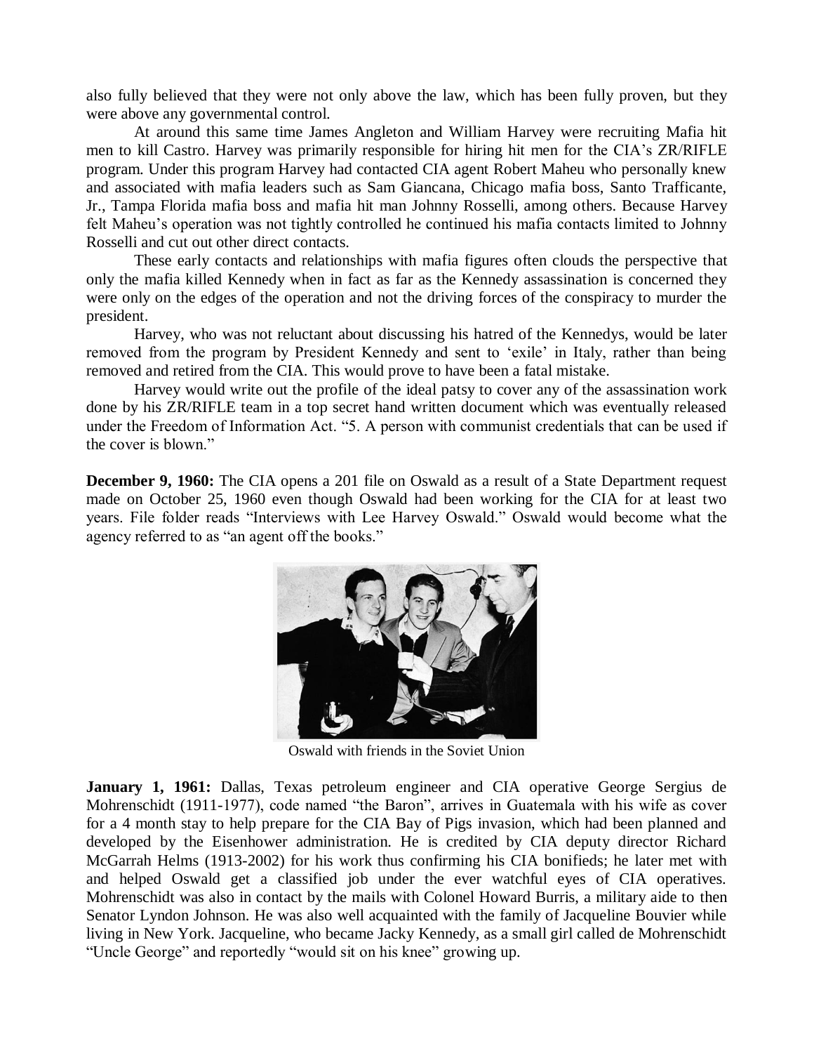also fully believed that they were not only above the law, which has been fully proven, but they were above any governmental control.

At around this same time James Angleton and William Harvey were recruiting Mafia hit men to kill Castro. Harvey was primarily responsible for hiring hit men for the CIA's ZR/RIFLE program. Under this program Harvey had contacted CIA agent Robert Maheu who personally knew and associated with mafia leaders such as Sam Giancana, Chicago mafia boss, Santo Trafficante, Jr., Tampa Florida mafia boss and mafia hit man Johnny Rosselli, among others. Because Harvey felt Maheu's operation was not tightly controlled he continued his mafia contacts limited to Johnny Rosselli and cut out other direct contacts.

These early contacts and relationships with mafia figures often clouds the perspective that only the mafia killed Kennedy when in fact as far as the Kennedy assassination is concerned they were only on the edges of the operation and not the driving forces of the conspiracy to murder the president.

Harvey, who was not reluctant about discussing his hatred of the Kennedys, would be later removed from the program by President Kennedy and sent to 'exile' in Italy, rather than being removed and retired from the CIA. This would prove to have been a fatal mistake.

Harvey would write out the profile of the ideal patsy to cover any of the assassination work done by his ZR/RIFLE team in a top secret hand written document which was eventually released under the Freedom of Information Act. "5. A person with communist credentials that can be used if the cover is blown."

**December 9, 1960:** The CIA opens a 201 file on Oswald as a result of a State Department request made on October 25, 1960 even though Oswald had been working for the CIA for at least two years. File folder reads "Interviews with Lee Harvey Oswald." Oswald would become what the agency referred to as "an agent off the books."

Oswald with friends in the Soviet Union

**January 1, 1961:** Dallas, Texas petroleum engineer and CIA operative George Sergius de Mohrenschidt (1911-1977), code named "the Baron", arrives in Guatemala with his wife as cover for a 4 month stay to help prepare for the CIA Bay of Pigs invasion, which had been planned and developed by the Eisenhower administration. He is credited by CIA deputy director Richard McGarrah Helms (1913-2002) for his work thus confirming his CIA bonifieds; he later met with and helped Oswald get a classified job under the ever watchful eyes of CIA operatives. Mohrenschidt was also in contact by the mails with Colonel Howard Burris, a military aide to then Senator Lyndon Johnson. He was also well acquainted with the family of Jacqueline Bouvier while living in New York. Jacqueline, who became Jacky Kennedy, as a small girl called de Mohrenschidt "Uncle George" and reportedly "would sit on his knee" growing up.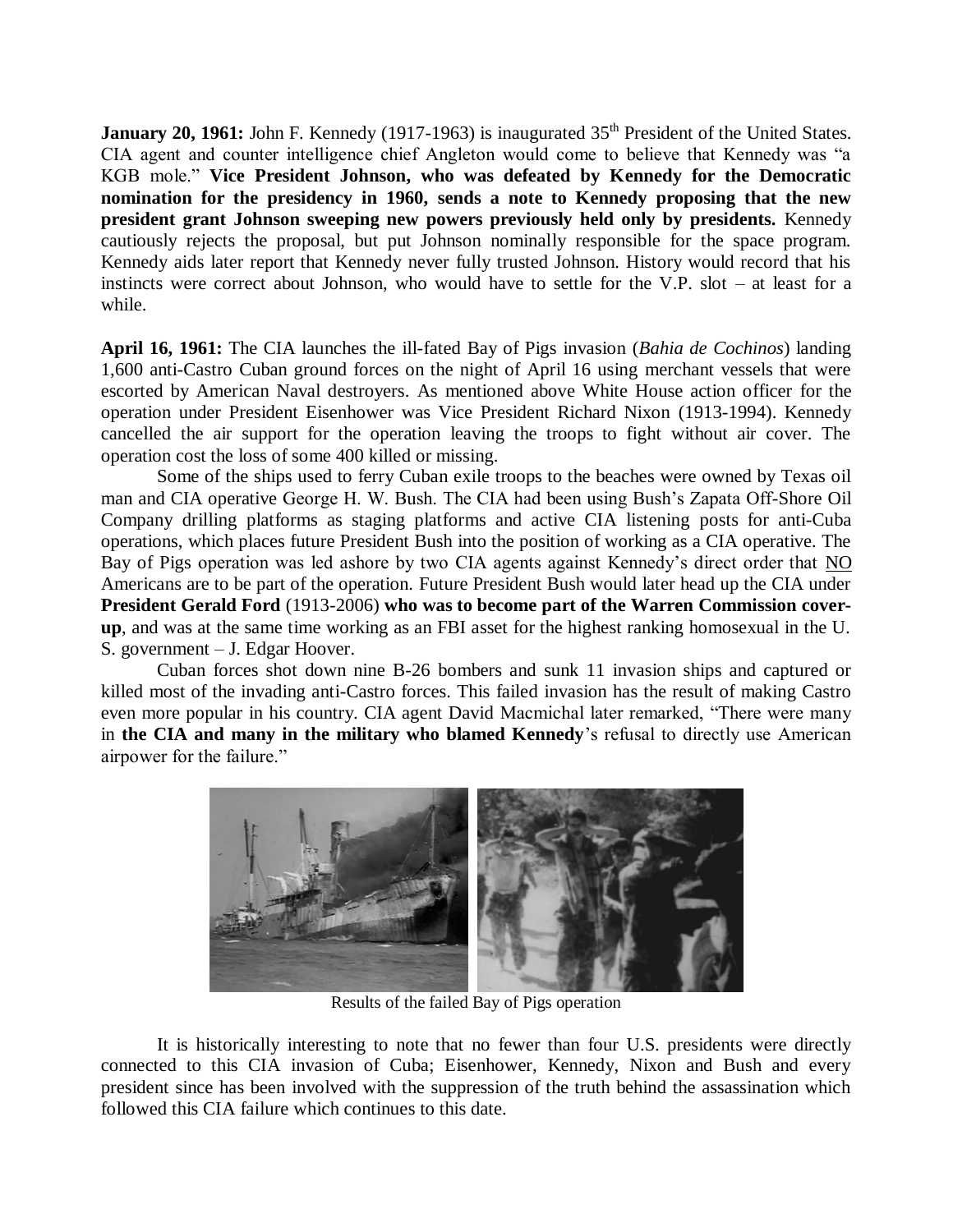**January 20, 1961:** John F. Kennedy (1917-1963) is inaugurated 35th President of the United States. CIA agent and counter intelligence chief Angleton would come to believe that Kennedy was "a KGB mole." **Vice President Johnson, who was defeated by Kennedy for the Democratic nomination for the presidency in 1960, sends a note to Kennedy proposing that the new president grant Johnson sweeping new powers previously held only by presidents.** Kennedy cautiously rejects the proposal, but put Johnson nominally responsible for the space program. Kennedy aids later report that Kennedy never fully trusted Johnson. History would record that his instincts were correct about Johnson, who would have to settle for the V.P. slot – at least for a while.

**April 16, 1961:** The CIA launches the ill-fated Bay of Pigs invasion (*Bahia de Cochinos*) landing 1,600 anti-Castro Cuban ground forces on the night of April 16 using merchant vessels that were escorted by American Naval destroyers. As mentioned above White House action officer for the operation under President Eisenhower was Vice President Richard Nixon (1913-1994). Kennedy cancelled the air support for the operation leaving the troops to fight without air cover. The operation cost the loss of some 400 killed or missing.

Some of the ships used to ferry Cuban exile troops to the beaches were owned by Texas oil man and CIA operative George H. W. Bush. The CIA had been using Bush's Zapata Off-Shore Oil Company drilling platforms as staging platforms and active CIA listening posts for anti-Cuba operations, which places future President Bush into the position of working as a CIA operative. The Bay of Pigs operation was led ashore by two CIA agents against Kennedy's direct order that NO Americans are to be part of the operation. Future President Bush would later head up the CIA under **President Gerald Ford** (1913-2006) **who was to become part of the Warren Commission cover-up**, and was at the same time working as an FBI asset for the highest ranking homosexual in the U. S. government – J. Edgar Hoover.

Cuban forces shot down nine B-26 bombers and sunk 11 invasion ships and captured or killed most of the invading anti-Castro forces. This failed invasion has the result of making Castro even more popular in his country. CIA agent David Macmichal later remarked, "There were many in **the CIA and many in the military who blamed Kennedy**'s refusal to directly use American airpower for the failure."

Results of the failed Bay of Pigs operation

It is historically interesting to note that no fewer than four U.S. presidents were directly connected to this CIA invasion of Cuba; Eisenhower, Kennedy, Nixon and Bush and every president since has been involved with the suppression of the truth behind the assassination which followed this CIA failure which continues to this date.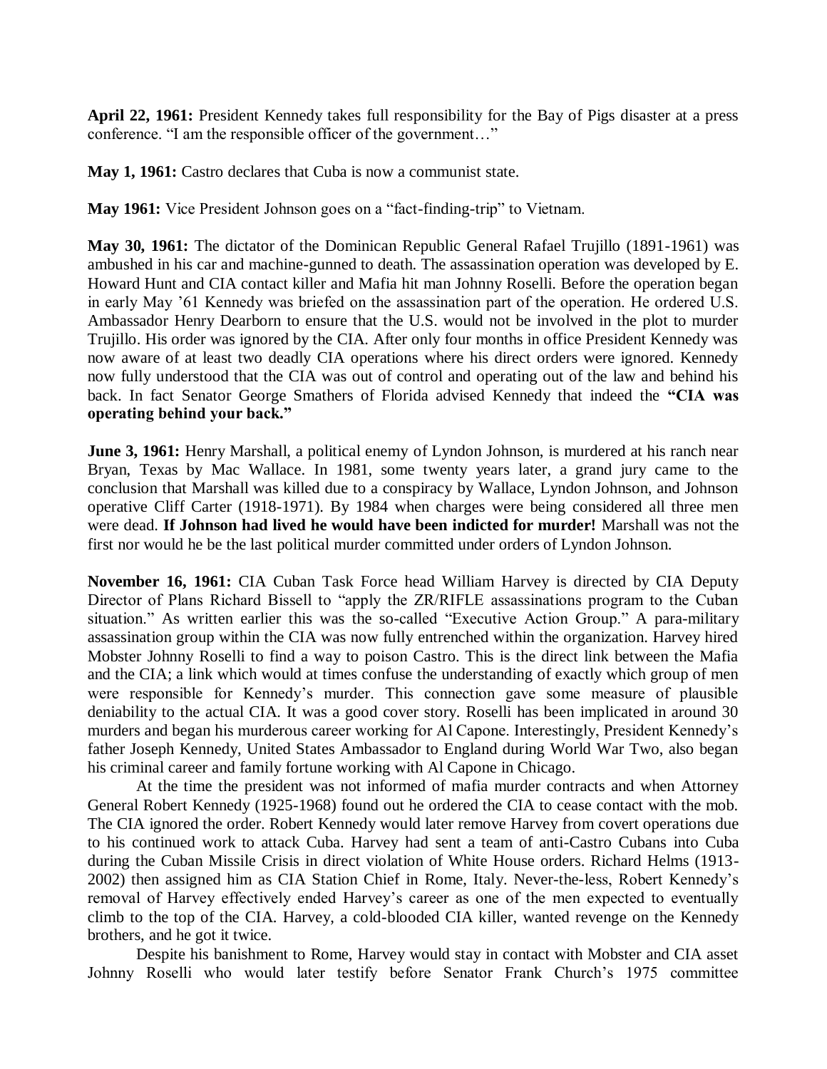**April 22, 1961:** President Kennedy takes full responsibility for the Bay of Pigs disaster at a press conference. "I am the responsible officer of the government…"

**May 1, 1961:** Castro declares that Cuba is now a communist state.

**May 1961:** Vice President Johnson goes on a "fact-finding-trip" to Vietnam.

**May 30, 1961:** The dictator of the Dominican Republic General Rafael Trujillo (1891-1961) was ambushed in his car and machine-gunned to death. The assassination operation was developed by E. Howard Hunt and CIA contact killer and Mafia hit man Johnny Roselli. Before the operation began in early May '61 Kennedy was briefed on the assassination part of the operation. He ordered U.S. Ambassador Henry Dearborn to ensure that the U.S. would not be involved in the plot to murder Trujillo. His order was ignored by the CIA. After only four months in office President Kennedy was now aware of at least two deadly CIA operations where his direct orders were ignored. Kennedy now fully understood that the CIA was out of control and operating out of the law and behind his back. In fact Senator George Smathers of Florida advised Kennedy that indeed the **"CIA was operating behind your back."**

**June 3, 1961:** Henry Marshall, a political enemy of Lyndon Johnson, is murdered at his ranch near Bryan, Texas by Mac Wallace. In 1981, some twenty years later, a grand jury came to the conclusion that Marshall was killed due to a conspiracy by Wallace, Lyndon Johnson, and Johnson operative Cliff Carter (1918-1971). By 1984 when charges were being considered all three men were dead. **If Johnson had lived he would have been indicted for murder!** Marshall was not the first nor would he be the last political murder committed under orders of Lyndon Johnson.

**November 16, 1961:** CIA Cuban Task Force head William Harvey is directed by CIA Deputy Director of Plans Richard Bissell to "apply the ZR/RIFLE assassinations program to the Cuban situation." As written earlier this was the so-called "Executive Action Group." A para-military assassination group within the CIA was now fully entrenched within the organization. Harvey hired Mobster Johnny Roselli to find a way to poison Castro. This is the direct link between the Mafia and the CIA; a link which would at times confuse the understanding of exactly which group of men were responsible for Kennedy's murder. This connection gave some measure of plausible deniability to the actual CIA. It was a good cover story. Roselli has been implicated in around 30 murders and began his murderous career working for Al Capone. Interestingly, President Kennedy's father Joseph Kennedy, United States Ambassador to England during World War Two, also began his criminal career and family fortune working with Al Capone in Chicago.

At the time the president was not informed of mafia murder contracts and when Attorney General Robert Kennedy (1925-1968) found out he ordered the CIA to cease contact with the mob. The CIA ignored the order. Robert Kennedy would later remove Harvey from covert operations due to his continued work to attack Cuba. Harvey had sent a team of anti-Castro Cubans into Cuba during the Cuban Missile Crisis in direct violation of White House orders. Richard Helms (1913-2002) then assigned him as CIA Station Chief in Rome, Italy. Never-the-less, Robert Kennedy's removal of Harvey effectively ended Harvey's career as one of the men expected to eventually climb to the top of the CIA. Harvey, a cold-blooded CIA killer, wanted revenge on the Kennedy brothers, and he got it twice.

Despite his banishment to Rome, Harvey would stay in contact with Mobster and CIA asset Johnny Roselli who would later testify before Senator Frank Church's 1975 committee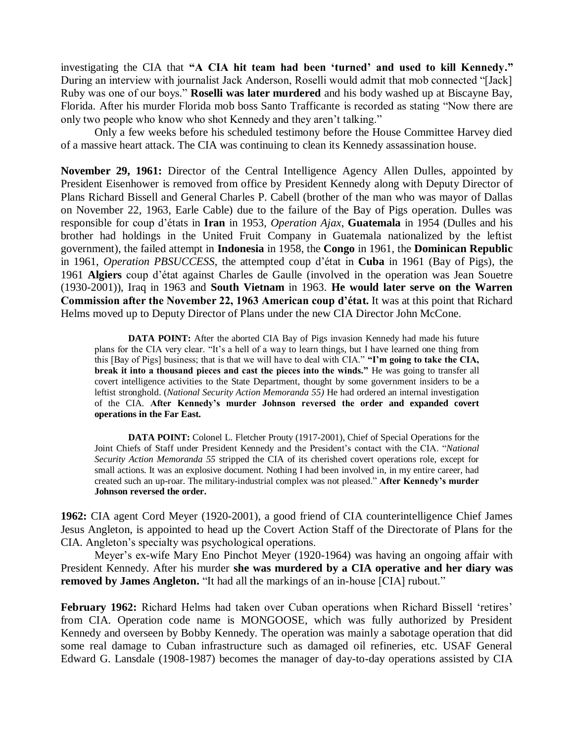investigating the CIA that **"A CIA hit team had been 'turned' and used to kill Kennedy."** During an interview with journalist Jack Anderson, Roselli would admit that mob connected "[Jack] Ruby was one of our boys." **Roselli was later murdered** and his body washed up at Biscayne Bay, Florida. After his murder Florida mob boss Santo Trafficante is recorded as stating "Now there are only two people who know who shot Kennedy and they aren't talking."

Only a few weeks before his scheduled testimony before the House Committee Harvey died of a massive heart attack. The CIA was continuing to clean its Kennedy assassination house.

**November 29, 1961:** Director of the Central Intelligence Agency Allen Dulles, appointed by President Eisenhower is removed from office by President Kennedy along with Deputy Director of Plans Richard Bissell and General Charles P. Cabell (brother of the man who was mayor of Dallas on November 22, 1963, Earle Cable) due to the failure of the Bay of Pigs operation. Dulles was responsible for coup d'états in **Iran** in 1953, *Operation Ajax*, **Guatemala** in 1954 (Dulles and his brother had holdings in the United Fruit Company in Guatemala nationalized by the leftist government), the failed attempt in **Indonesia** in 1958, the **Congo** in 1961, the **Dominican Republic** in 1961, *Operation PBSUCCESS*, the attempted coup d'état in **Cuba** in 1961 (Bay of Pigs), the 1961 **Algiers** coup d'état against Charles de Gaulle (involved in the operation was Jean Souetre (1930-2001)), Iraq in 1963 and **South Vietnam** in 1963. **He would later serve on the Warren Commission after the November 22, 1963 American coup d'état.** It was at this point that Richard Helms moved up to Deputy Director of Plans under the new CIA Director John McCone.

> **DATA POINT:** After the aborted CIA Bay of Pigs invasion Kennedy had made his future plans for the CIA very clear. "It's a hell of a way to learn things, but I have learned one thing from this [Bay of Pigs] business; that is that we will have to deal with CIA." **"I'm going to take the CIA, break it into a thousand pieces and cast the pieces into the winds."** He was going to transfer all covert intelligence activities to the State Department, thought by some government insiders to be a leftist stronghold. (*National Security Action Memoranda 55)* He had ordered an internal investigation of the CIA. **After Kennedy's murder Johnson reversed the order and expanded covert operations in the Far East.**

> **DATA POINT:** Colonel L. Fletcher Prouty (1917-2001), Chief of Special Operations for the Joint Chiefs of Staff under President Kennedy and the President's contact with the CIA. "*National Security Action Memoranda 55* stripped the CIA of its cherished covert operations role, except for small actions. It was an explosive document. Nothing I had been involved in, in my entire career, had created such an up-roar. The military-industrial complex was not pleased." **After Kennedy's murder Johnson reversed the order.**

**1962:** CIA agent Cord Meyer (1920-2001), a good friend of CIA counterintelligence Chief James Jesus Angleton, is appointed to head up the Covert Action Staff of the Directorate of Plans for the CIA. Angleton's specialty was psychological operations.

Meyer's ex-wife Mary Eno Pinchot Meyer (1920-1964) was having an ongoing affair with President Kennedy. After his murder **she was murdered by a CIA operative and her diary was removed by James Angleton.** "It had all the markings of an in-house [CIA] rubout."

**February 1962:** Richard Helms had taken over Cuban operations when Richard Bissell 'retires' from CIA. Operation code name is MONGOOSE, which was fully authorized by President Kennedy and overseen by Bobby Kennedy. The operation was mainly a sabotage operation that did some real damage to Cuban infrastructure such as damaged oil refineries, etc. USAF General Edward G. Lansdale (1908-1987) becomes the manager of day-to-day operations assisted by CIA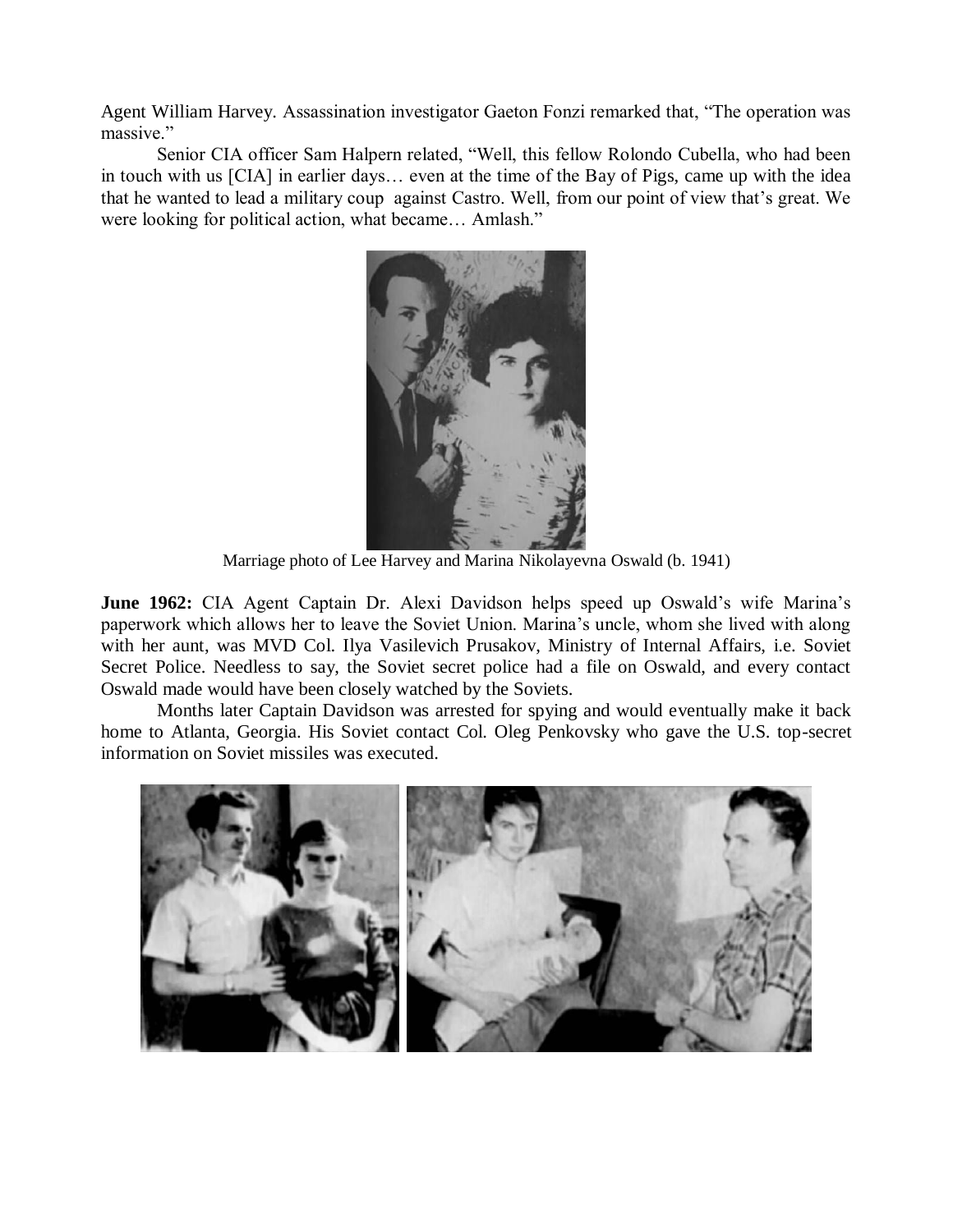Agent William Harvey. Assassination investigator Gaeton Fonzi remarked that, "The operation was massive."

Senior CIA officer Sam Halpern related, "Well, this fellow Rolondo Cubella, who had been in touch with us [CIA] in earlier days… even at the time of the Bay of Pigs, came up with the idea that he wanted to lead a military coup against Castro. Well, from our point of view that's great. We were looking for political action, what became… Amlash."

Marriage photo of Lee Harvey and Marina Nikolayevna Oswald (b. 1941)

**June 1962:** CIA Agent Captain Dr. Alexi Davidson helps speed up Oswald's wife Marina's paperwork which allows her to leave the Soviet Union. Marina's uncle, whom she lived with along with her aunt, was MVD Col. Ilya Vasilevich Prusakov, Ministry of Internal Affairs, i.e. Soviet Secret Police. Needless to say, the Soviet secret police had a file on Oswald, and every contact Oswald made would have been closely watched by the Soviets.

Months later Captain Davidson was arrested for spying and would eventually make it back home to Atlanta, Georgia. His Soviet contact Col. Oleg Penkovsky who gave the U.S. top-secret information on Soviet missiles was executed.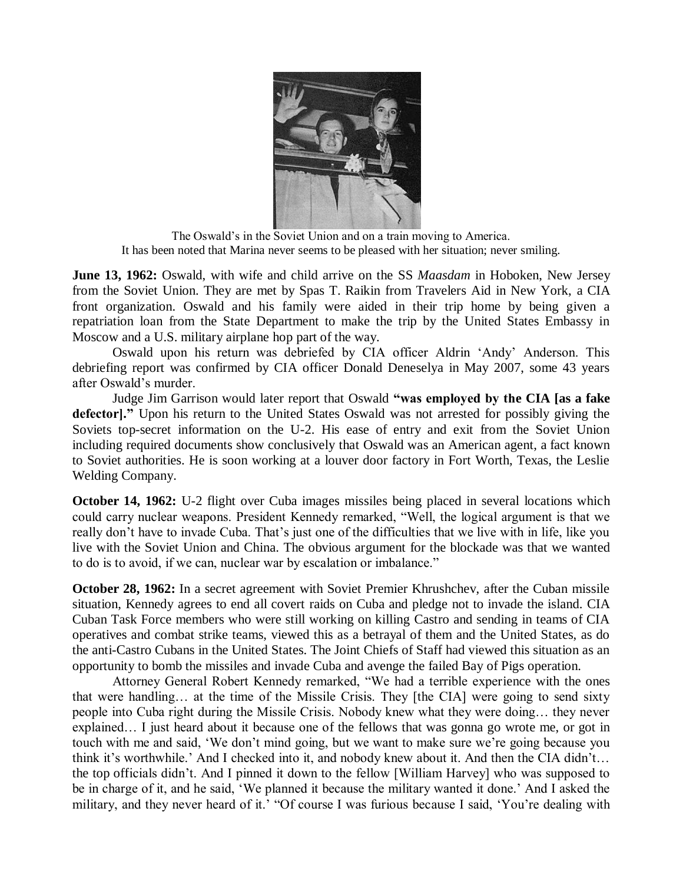The Oswald's in the Soviet Union and on a train moving to America.
It has been noted that Marina never seems to be pleased with her situation; never smiling.

**June 13, 1962:** Oswald, with wife and child arrive on the SS *Maasdam* in Hoboken, New Jersey from the Soviet Union. They are met by Spas T. Raikin from Travelers Aid in New York, a CIA front organization. Oswald and his family were aided in their trip home by being given a repatriation loan from the State Department to make the trip by the United States Embassy in Moscow and a U.S. military airplane hop part of the way.

Oswald upon his return was debriefed by CIA officer Aldrin 'Andy' Anderson. This debriefing report was confirmed by CIA officer Donald Deneselya in May 2007, some 43 years after Oswald's murder.

Judge Jim Garrison would later report that Oswald **"was employed by the CIA [as a fake defector]."** Upon his return to the United States Oswald was not arrested for possibly giving the Soviets top-secret information on the U-2. His ease of entry and exit from the Soviet Union including required documents show conclusively that Oswald was an American agent, a fact known to Soviet authorities. He is soon working at a louver door factory in Fort Worth, Texas, the Leslie Welding Company.

**October 14, 1962:** U-2 flight over Cuba images missiles being placed in several locations which could carry nuclear weapons. President Kennedy remarked, "Well, the logical argument is that we really don't have to invade Cuba. That's just one of the difficulties that we live with in life, like you live with the Soviet Union and China. The obvious argument for the blockade was that we wanted to do is to avoid, if we can, nuclear war by escalation or imbalance."

**October 28, 1962:** In a secret agreement with Soviet Premier Khrushchev, after the Cuban missile situation, Kennedy agrees to end all covert raids on Cuba and pledge not to invade the island. CIA Cuban Task Force members who were still working on killing Castro and sending in teams of CIA operatives and combat strike teams, viewed this as a betrayal of them and the United States, as do the anti-Castro Cubans in the United States. The Joint Chiefs of Staff had viewed this situation as an opportunity to bomb the missiles and invade Cuba and avenge the failed Bay of Pigs operation.

Attorney General Robert Kennedy remarked, "We had a terrible experience with the ones that were handling… at the time of the Missile Crisis. They [the CIA] were going to send sixty people into Cuba right during the Missile Crisis. Nobody knew what they were doing… they never explained… I just heard about it because one of the fellows that was gonna go wrote me, or got in touch with me and said, 'We don't mind going, but we want to make sure we're going because you think it's worthwhile.' And I checked into it, and nobody knew about it. And then the CIA didn't… the top officials didn't. And I pinned it down to the fellow [William Harvey] who was supposed to be in charge of it, and he said, 'We planned it because the military wanted it done.' And I asked the military, and they never heard of it.' "Of course I was furious because I said, 'You're dealing with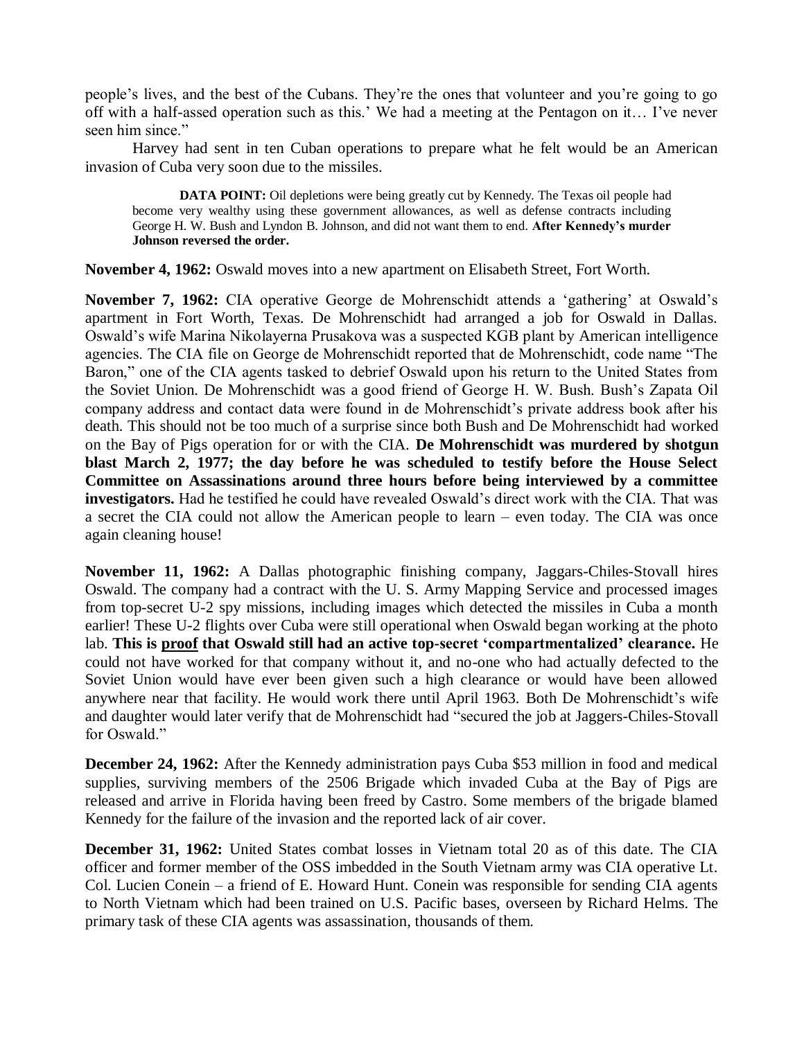people's lives, and the best of the Cubans. They're the ones that volunteer and you're going to go off with a half-assed operation such as this.' We had a meeting at the Pentagon on it… I've never seen him since."

Harvey had sent in ten Cuban operations to prepare what he felt would be an American invasion of Cuba very soon due to the missiles.

> **DATA POINT:** Oil depletions were being greatly cut by Kennedy. The Texas oil people had become very wealthy using these government allowances, as well as defense contracts including George H. W. Bush and Lyndon B. Johnson, and did not want them to end. **After Kennedy's murder Johnson reversed the order.**

**November 4, 1962:** Oswald moves into a new apartment on Elisabeth Street, Fort Worth.

**November 7, 1962:** CIA operative George de Mohrenschidt attends a 'gathering' at Oswald's apartment in Fort Worth, Texas. De Mohrenschidt had arranged a job for Oswald in Dallas. Oswald's wife Marina Nikolayerna Prusakova was a suspected KGB plant by American intelligence agencies. The CIA file on George de Mohrenschidt reported that de Mohrenschidt, code name "The Baron," one of the CIA agents tasked to debrief Oswald upon his return to the United States from the Soviet Union. De Mohrenschidt was a good friend of George H. W. Bush. Bush's Zapata Oil company address and contact data were found in de Mohrenschidt's private address book after his death. This should not be too much of a surprise since both Bush and De Mohrenschidt had worked on the Bay of Pigs operation for or with the CIA. **De Mohrenschidt was murdered by shotgun blast March 2, 1977; the day before he was scheduled to testify before the House Select Committee on Assassinations around three hours before being interviewed by a committee investigators.** Had he testified he could have revealed Oswald's direct work with the CIA. That was a secret the CIA could not allow the American people to learn – even today. The CIA was once again cleaning house!

**November 11, 1962:** A Dallas photographic finishing company, Jaggars-Chiles-Stovall hires Oswald. The company had a contract with the U. S. Army Mapping Service and processed images from top-secret U-2 spy missions, including images which detected the missiles in Cuba a month earlier! These U-2 flights over Cuba were still operational when Oswald began working at the photo lab. **This is <u>proof</u> that Oswald still had an active top-secret 'compartmentalized' clearance.** He could not have worked for that company without it, and no-one who had actually defected to the Soviet Union would have ever been given such a high clearance or would have been allowed anywhere near that facility. He would work there until April 1963. Both De Mohrenschidt's wife and daughter would later verify that de Mohrenschidt had "secured the job at Jaggers-Chiles-Stovall for Oswald."

**December 24, 1962:** After the Kennedy administration pays Cuba $53 million in food and medical supplies, surviving members of the 2506 Brigade which invaded Cuba at the Bay of Pigs are released and arrive in Florida having been freed by Castro. Some members of the brigade blamed Kennedy for the failure of the invasion and the reported lack of air cover.

**December 31, 1962:** United States combat losses in Vietnam total 20 as of this date. The CIA officer and former member of the OSS imbedded in the South Vietnam army was CIA operative Lt. Col. Lucien Conein – a friend of E. Howard Hunt. Conein was responsible for sending CIA agents to North Vietnam which had been trained on U.S. Pacific bases, overseen by Richard Helms. The primary task of these CIA agents was assassination, thousands of them.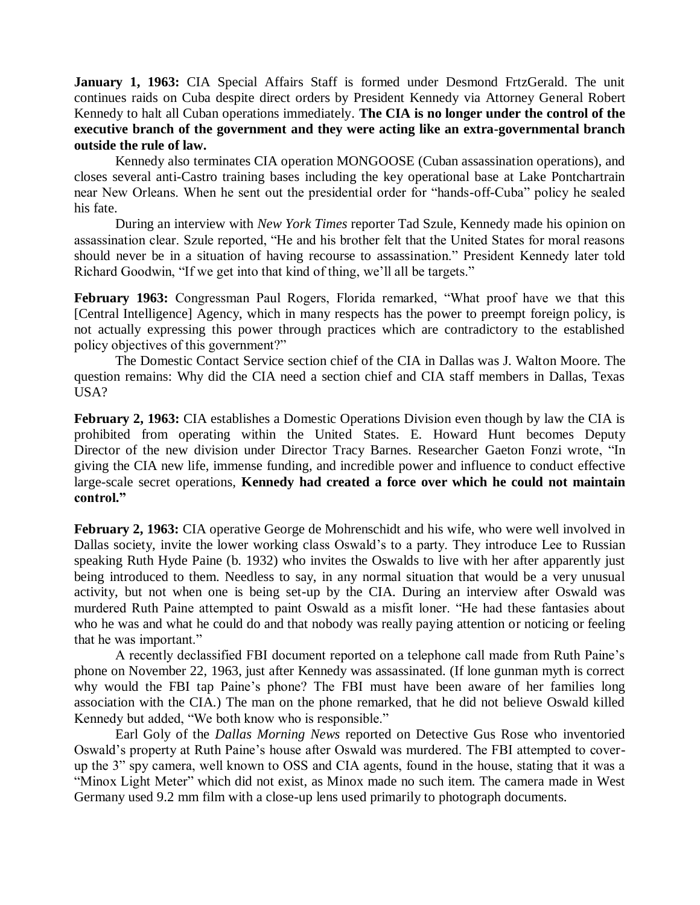**January 1, 1963:** CIA Special Affairs Staff is formed under Desmond FrtzGerald. The unit continues raids on Cuba despite direct orders by President Kennedy via Attorney General Robert Kennedy to halt all Cuban operations immediately. **The CIA is no longer under the control of the executive branch of the government and they were acting like an extra-governmental branch outside the rule of law.**

Kennedy also terminates CIA operation MONGOOSE (Cuban assassination operations), and closes several anti-Castro training bases including the key operational base at Lake Pontchartrain near New Orleans. When he sent out the presidential order for "hands-off-Cuba" policy he sealed his fate.

During an interview with *New York Times* reporter Tad Szule, Kennedy made his opinion on assassination clear. Szule reported, "He and his brother felt that the United States for moral reasons should never be in a situation of having recourse to assassination." President Kennedy later told Richard Goodwin, "If we get into that kind of thing, we'll all be targets."

**February 1963:** Congressman Paul Rogers, Florida remarked, "What proof have we that this [Central Intelligence] Agency, which in many respects has the power to preempt foreign policy, is not actually expressing this power through practices which are contradictory to the established policy objectives of this government?"

The Domestic Contact Service section chief of the CIA in Dallas was J. Walton Moore. The question remains: Why did the CIA need a section chief and CIA staff members in Dallas, Texas USA?

**February 2, 1963:** CIA establishes a Domestic Operations Division even though by law the CIA is prohibited from operating within the United States. E. Howard Hunt becomes Deputy Director of the new division under Director Tracy Barnes. Researcher Gaeton Fonzi wrote, "In giving the CIA new life, immense funding, and incredible power and influence to conduct effective large-scale secret operations, **Kennedy had created a force over which he could not maintain control."**

**February 2, 1963:** CIA operative George de Mohrenschidt and his wife, who were well involved in Dallas society, invite the lower working class Oswald's to a party. They introduce Lee to Russian speaking Ruth Hyde Paine (b. 1932) who invites the Oswalds to live with her after apparently just being introduced to them. Needless to say, in any normal situation that would be a very unusual activity, but not when one is being set-up by the CIA. During an interview after Oswald was murdered Ruth Paine attempted to paint Oswald as a misfit loner. "He had these fantasies about who he was and what he could do and that nobody was really paying attention or noticing or feeling that he was important."

A recently declassified FBI document reported on a telephone call made from Ruth Paine's phone on November 22, 1963, just after Kennedy was assassinated. (If lone gunman myth is correct why would the FBI tap Paine's phone? The FBI must have been aware of her families long association with the CIA.) The man on the phone remarked, that he did not believe Oswald killed Kennedy but added, "We both know who is responsible."

Earl Goly of the *Dallas Morning News* reported on Detective Gus Rose who inventoried Oswald's property at Ruth Paine's house after Oswald was murdered. The FBI attempted to cover-up the 3" spy camera, well known to OSS and CIA agents, found in the house, stating that it was a "Minox Light Meter" which did not exist, as Minox made no such item. The camera made in West Germany used 9.2 mm film with a close-up lens used primarily to photograph documents.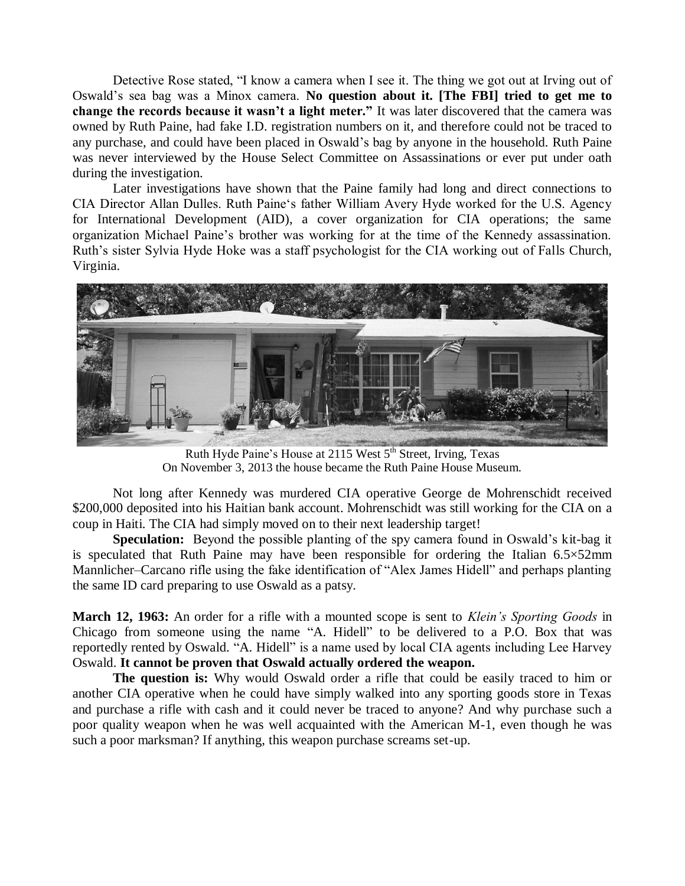Detective Rose stated, "I know a camera when I see it. The thing we got out at Irving out of Oswald's sea bag was a Minox camera. **No question about it. [The FBI] tried to get me to change the records because it wasn't a light meter."** It was later discovered that the camera was owned by Ruth Paine, had fake I.D. registration numbers on it, and therefore could not be traced to any purchase, and could have been placed in Oswald's bag by anyone in the household. Ruth Paine was never interviewed by the House Select Committee on Assassinations or ever put under oath during the investigation.

Later investigations have shown that the Paine family had long and direct connections to CIA Director Allan Dulles. Ruth Paine's father William Avery Hyde worked for the U.S. Agency for International Development (AID), a cover organization for CIA operations; the same organization Michael Paine's brother was working for at the time of the Kennedy assassination. Ruth's sister Sylvia Hyde Hoke was a staff psychologist for the CIA working out of Falls Church, Virginia.

Ruth Hyde Paine's House at 2115 West 5th Street, Irving, Texas
On November 3, 2013 the house became the Ruth Paine House Museum.

Not long after Kennedy was murdered CIA operative George de Mohrenschidt received $200,000 deposited into his Haitian bank account. Mohrenschidt was still working for the CIA on a coup in Haiti. The CIA had simply moved on to their next leadership target!

**Speculation:** Beyond the possible planting of the spy camera found in Oswald's kit-bag it is speculated that Ruth Paine may have been responsible for ordering the Italian 6.5×52mm Mannlicher–Carcano rifle using the fake identification of "Alex James Hidell" and perhaps planting the same ID card preparing to use Oswald as a patsy.

**March 12, 1963:** An order for a rifle with a mounted scope is sent to *Klein's Sporting Goods* in Chicago from someone using the name "A. Hidell" to be delivered to a P.O. Box that was reportedly rented by Oswald. "A. Hidell" is a name used by local CIA agents including Lee Harvey Oswald. **It cannot be proven that Oswald actually ordered the weapon.**

**The question is:** Why would Oswald order a rifle that could be easily traced to him or another CIA operative when he could have simply walked into any sporting goods store in Texas and purchase a rifle with cash and it could never be traced to anyone? And why purchase such a poor quality weapon when he was well acquainted with the American M-1, even though he was such a poor marksman? If anything, this weapon purchase screams set-up.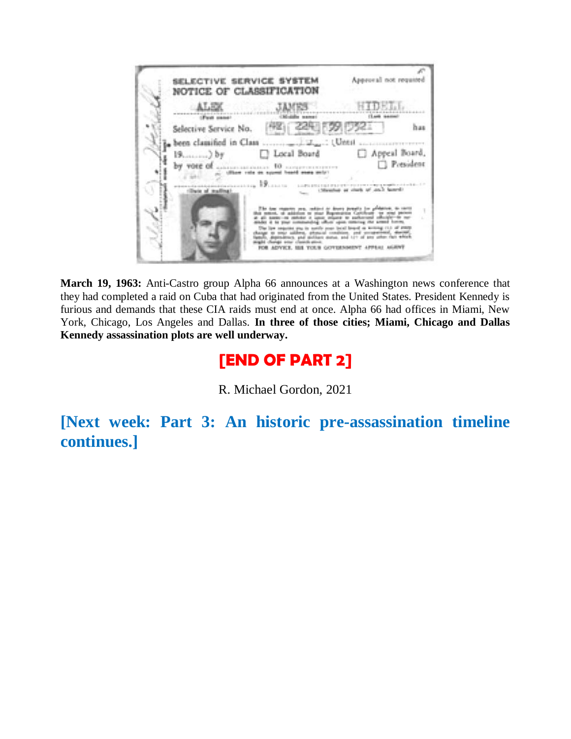**March 19, 1963:** Anti-Castro group Alpha 66 announces at a Washington news conference that they had completed a raid on Cuba that had originated from the United States. President Kennedy is furious and demands that these CIA raids must end at once. Alpha 66 had offices in Miami, New York, Chicago, Los Angeles and Dallas. **In three of those cities; Miami, Chicago and Dallas Kennedy assassination plots are well underway.**

## [END OF PART 2]

R. Michael Gordon, 2021

## [Next week: Part 3: An historic pre-assassination timeline continues.]